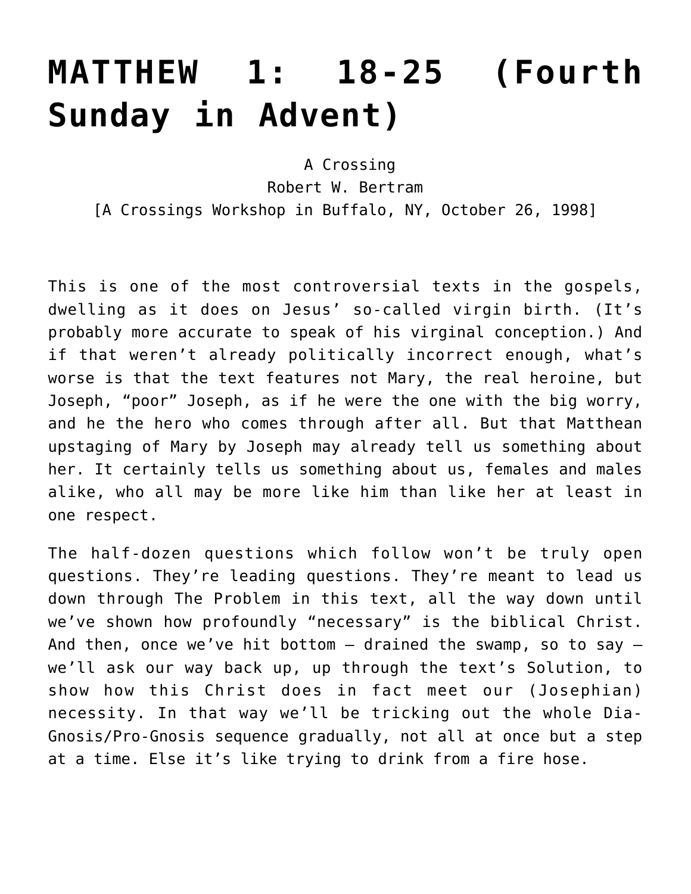# MATTHEW 1: 18-25 (Fourth Sunday in Advent)

A Crossing  
Robert W. Bertram  
[A Crossings Workshop in Buffalo, NY, October 26, 1998]

This is one of the most controversial texts in the gospels, dwelling as it does on Jesus' so-called virgin birth. (It's probably more accurate to speak of his virginal conception.) And if that weren't already politically incorrect enough, what's worse is that the text features not Mary, the real heroine, but Joseph, "poor" Joseph, as if he were the one with the big worry, and he the hero who comes through after all. But that Matthean upstaging of Mary by Joseph may already tell us something about her. It certainly tells us something about us, females and males alike, who all may be more like him than like her at least in one respect.

The half-dozen questions which follow won't be truly open questions. They're leading questions. They're meant to lead us down through The Problem in this text, all the way down until we've shown how profoundly "necessary" is the biblical Christ. And then, once we've hit bottom – drained the swamp, so to say – we'll ask our way back up, up through the text's Solution, to show how this Christ does in fact meet our (Josephian) necessity. In that way we'll be tricking out the whole Dia-Gnosis/Pro-Gnosis sequence gradually, not all at once but a step at a time. Else it's like trying to drink from a fire hose.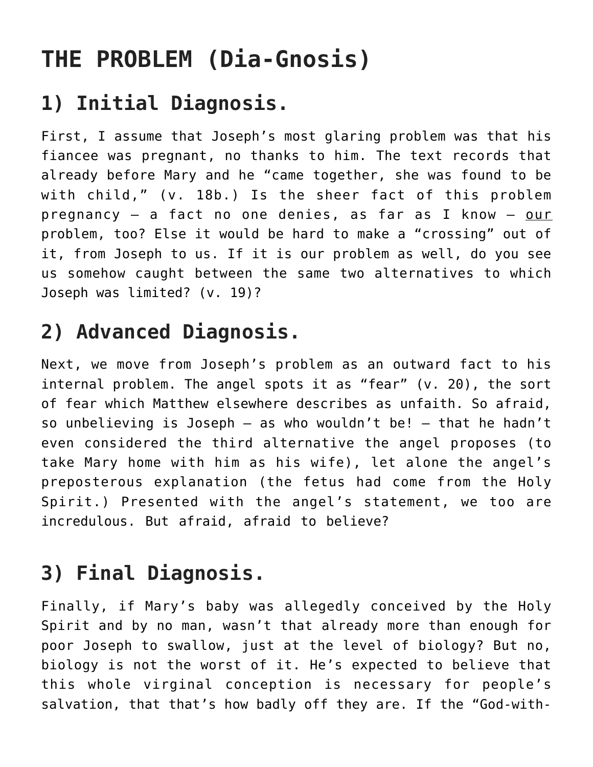# THE PROBLEM (Dia-Gnosis)

## 1) Initial Diagnosis.

First, I assume that Joseph's most glaring problem was that his fiancee was pregnant, no thanks to him. The text records that already before Mary and he "came together, she was found to be with child," (v. 18b.) Is the sheer fact of this problem pregnancy — a fact no one denies, as far as I know — <u>our</u> problem, too? Else it would be hard to make a "crossing" out of it, from Joseph to us. If it is our problem as well, do you see us somehow caught between the same two alternatives to which Joseph was limited? (v. 19)?

## 2) Advanced Diagnosis.

Next, we move from Joseph's problem as an outward fact to his internal problem. The angel spots it as "fear" (v. 20), the sort of fear which Matthew elsewhere describes as unfaith. So afraid, so unbelieving is Joseph — as who wouldn't be! — that he hadn't even considered the third alternative the angel proposes (to take Mary home with him as his wife), let alone the angel's preposterous explanation (the fetus had come from the Holy Spirit.) Presented with the angel's statement, we too are incredulous. But afraid, afraid to believe?

## 3) Final Diagnosis.

Finally, if Mary's baby was allegedly conceived by the Holy Spirit and by no man, wasn't that already more than enough for poor Joseph to swallow, just at the level of biology? But no, biology is not the worst of it. He's expected to believe that this whole virginal conception is necessary for people's salvation, that that's how badly off they are. If the "God-with-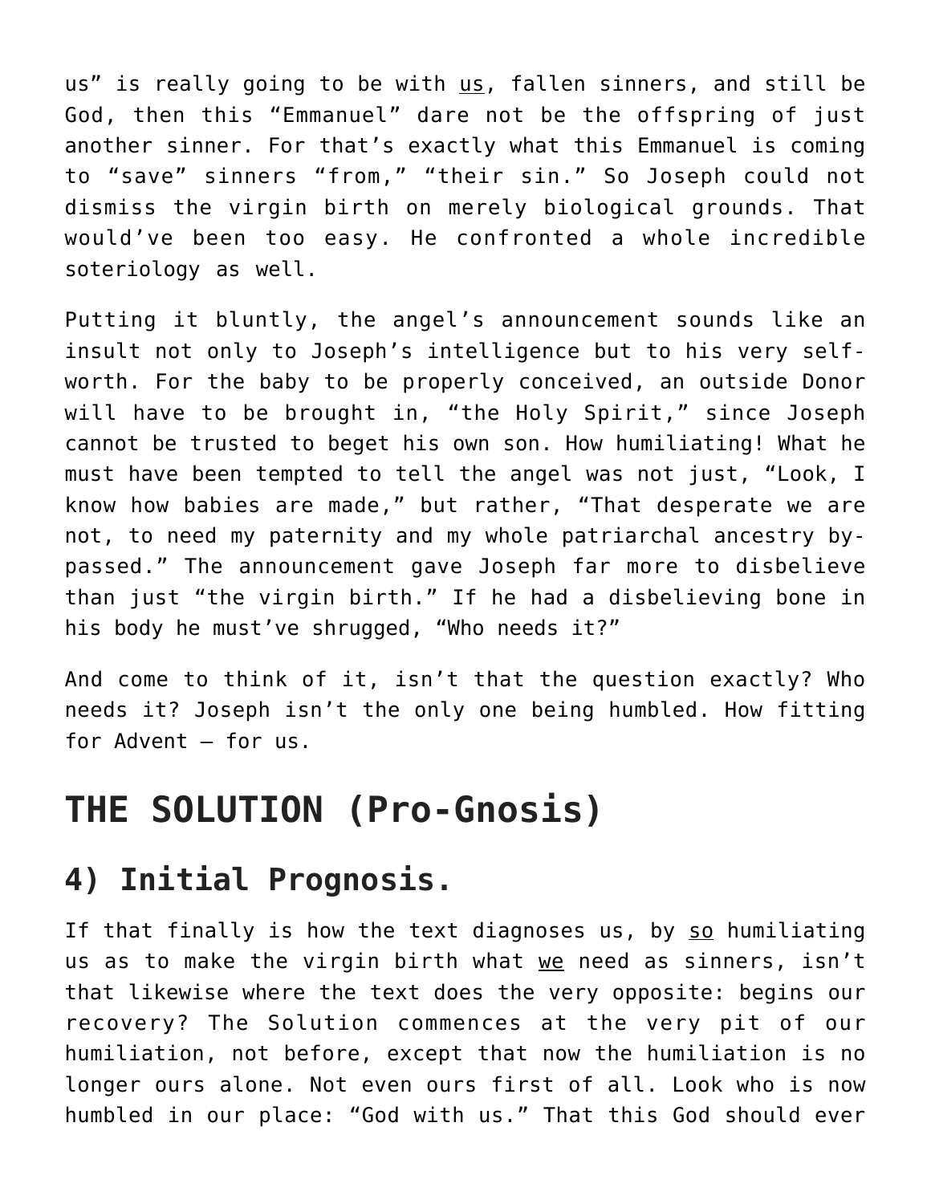us" is really going to be with <u>us</u>, fallen sinners, and still be God, then this "Emmanuel" dare not be the offspring of just another sinner. For that's exactly what this Emmanuel is coming to "save" sinners "from," "their sin." So Joseph could not dismiss the virgin birth on merely biological grounds. That would've been too easy. He confronted a whole incredible soteriology as well.

Putting it bluntly, the angel's announcement sounds like an insult not only to Joseph's intelligence but to his very self-worth. For the baby to be properly conceived, an outside Donor will have to be brought in, "the Holy Spirit," since Joseph cannot be trusted to beget his own son. How humiliating! What he must have been tempted to tell the angel was not just, "Look, I know how babies are made," but rather, "That desperate we are not, to need my paternity and my whole patriarchal ancestry by-passed." The announcement gave Joseph far more to disbelieve than just "the virgin birth." If he had a disbelieving bone in his body he must've shrugged, "Who needs it?"

And come to think of it, isn't that the question exactly? Who needs it? Joseph isn't the only one being humbled. How fitting for Advent – for us.

# THE SOLUTION (Pro-Gnosis)

## 4) Initial Prognosis.

If that finally is how the text diagnoses us, by <u>so</u> humiliating us as to make the virgin birth what <u>we</u> need as sinners, isn't that likewise where the text does the very opposite: begins our recovery? The Solution commences at the very pit of our humiliation, not before, except that now the humiliation is no longer ours alone. Not even ours first of all. Look who is now humbled in our place: "God with us." That this God should ever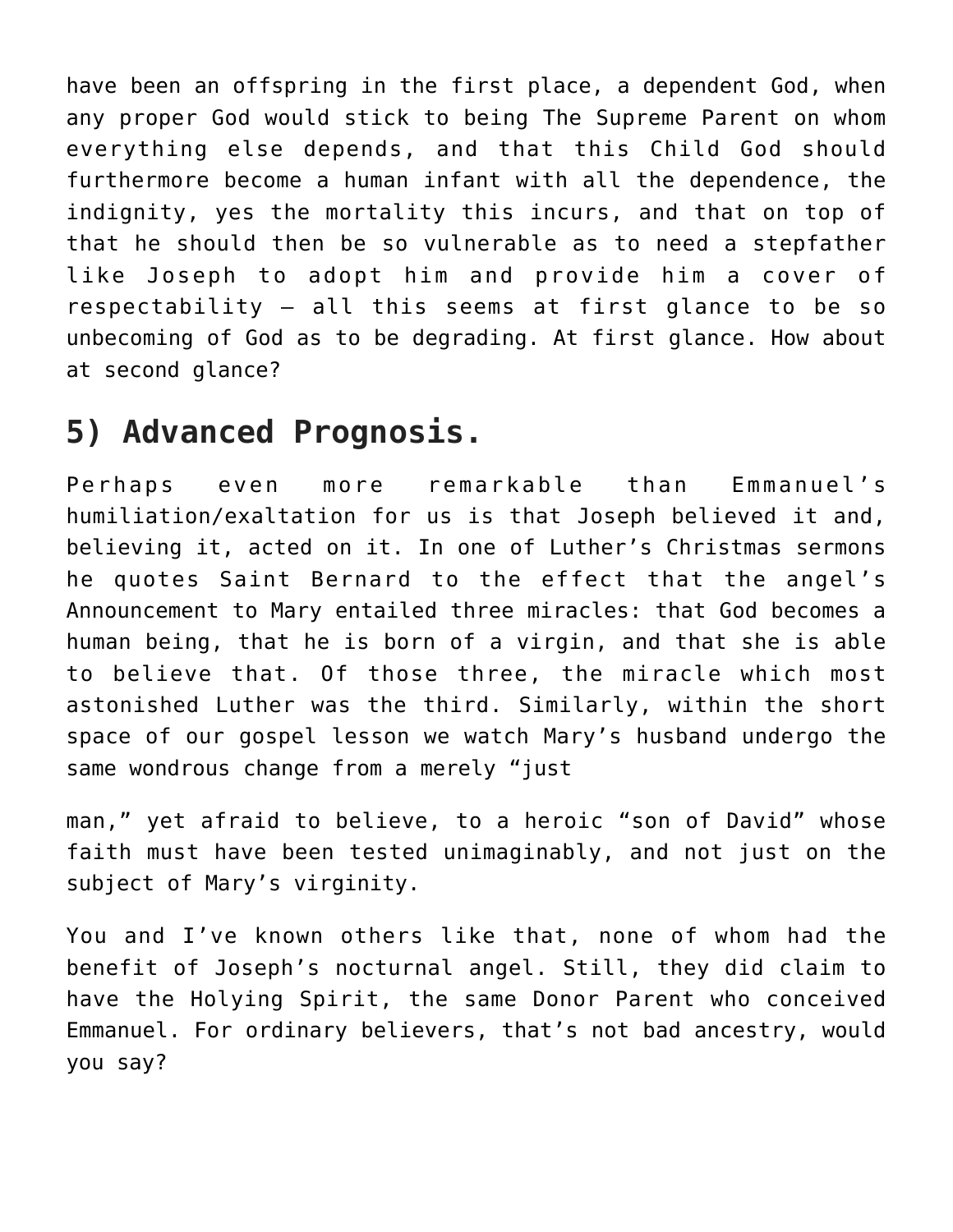have been an offspring in the first place, a dependent God, when any proper God would stick to being The Supreme Parent on whom everything else depends, and that this Child God should furthermore become a human infant with all the dependence, the indignity, yes the mortality this incurs, and that on top of that he should then be so vulnerable as to need a stepfather like Joseph to adopt him and provide him a cover of respectability — all this seems at first glance to be so unbecoming of God as to be degrading. At first glance. How about at second glance?

## 5) Advanced Prognosis.

Perhaps even more remarkable than Emmanuel's humiliation/exaltation for us is that Joseph believed it and, believing it, acted on it. In one of Luther's Christmas sermons he quotes Saint Bernard to the effect that the angel's Announcement to Mary entailed three miracles: that God becomes a human being, that he is born of a virgin, and that she is able to believe that. Of those three, the miracle which most astonished Luther was the third. Similarly, within the short space of our gospel lesson we watch Mary's husband undergo the same wondrous change from a merely "just man," yet afraid to believe, to a heroic "son of David" whose faith must have been tested unimaginably, and not just on the subject of Mary's virginity.

You and I've known others like that, none of whom had the benefit of Joseph's nocturnal angel. Still, they did claim to have the Holying Spirit, the same Donor Parent who conceived Emmanuel. For ordinary believers, that's not bad ancestry, would you say?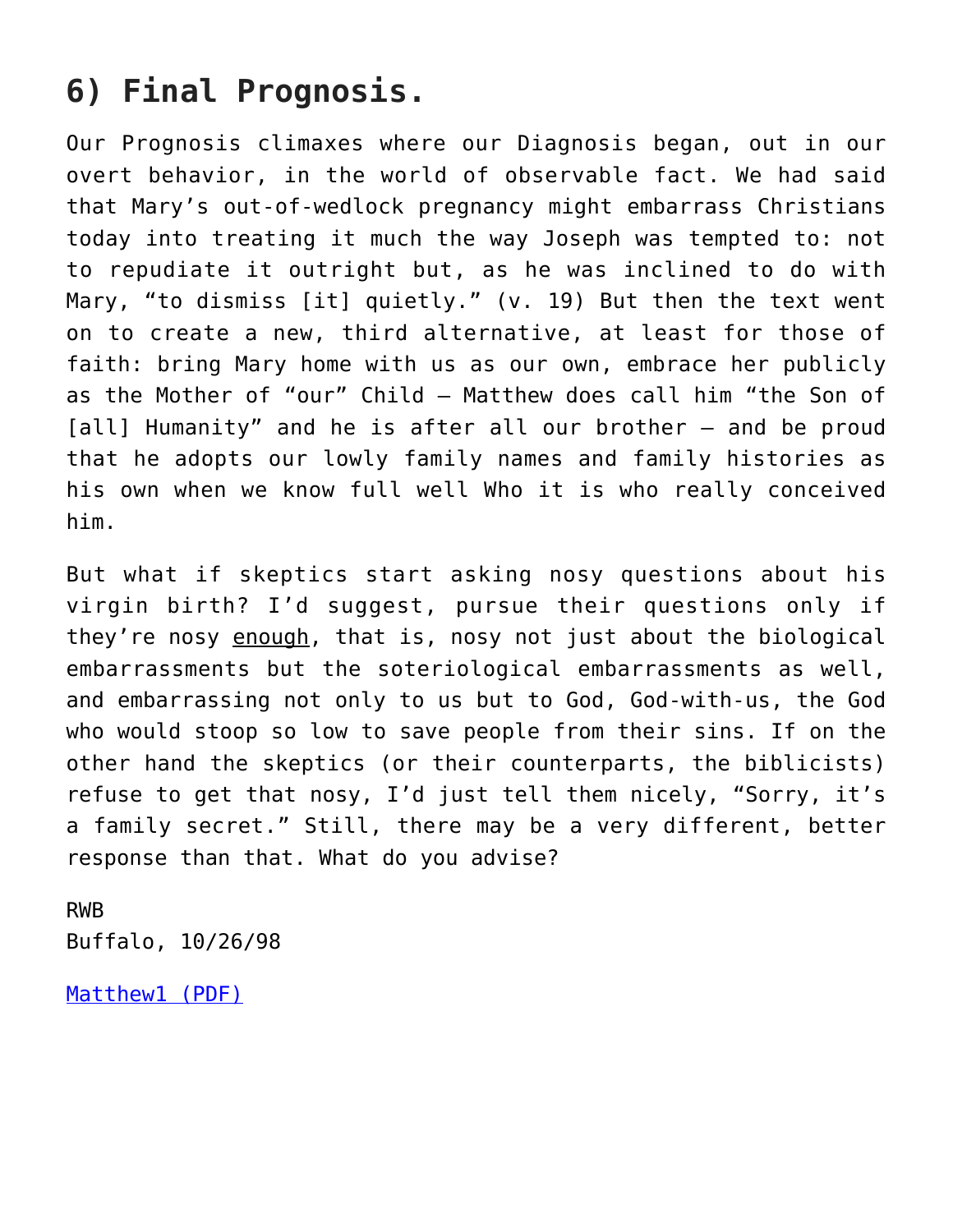## 6) Final Prognosis.

Our Prognosis climaxes where our Diagnosis began, out in our overt behavior, in the world of observable fact. We had said that Mary's out-of-wedlock pregnancy might embarrass Christians today into treating it much the way Joseph was tempted to: not to repudiate it outright but, as he was inclined to do with Mary, "to dismiss [it] quietly." (v. 19) But then the text went on to create a new, third alternative, at least for those of faith: bring Mary home with us as our own, embrace her publicly as the Mother of "our" Child — Matthew does call him "the Son of [all] Humanity" and he is after all our brother — and be proud that he adopts our lowly family names and family histories as his own when we know full well Who it is who really conceived him.

But what if skeptics start asking nosy questions about his virgin birth? I'd suggest, pursue their questions only if they're nosy <u>enough</u>, that is, nosy not just about the biological embarrassments but the soteriological embarrassments as well, and embarrassing not only to us but to God, God-with-us, the God who would stoop so low to save people from their sins. If on the other hand the skeptics (or their counterparts, the biblicists) refuse to get that nosy, I'd just tell them nicely, "Sorry, it's a family secret." Still, there may be a very different, better response than that. What do you advise?

RWB
Buffalo, 10/26/98

[Matthew1 (PDF)]